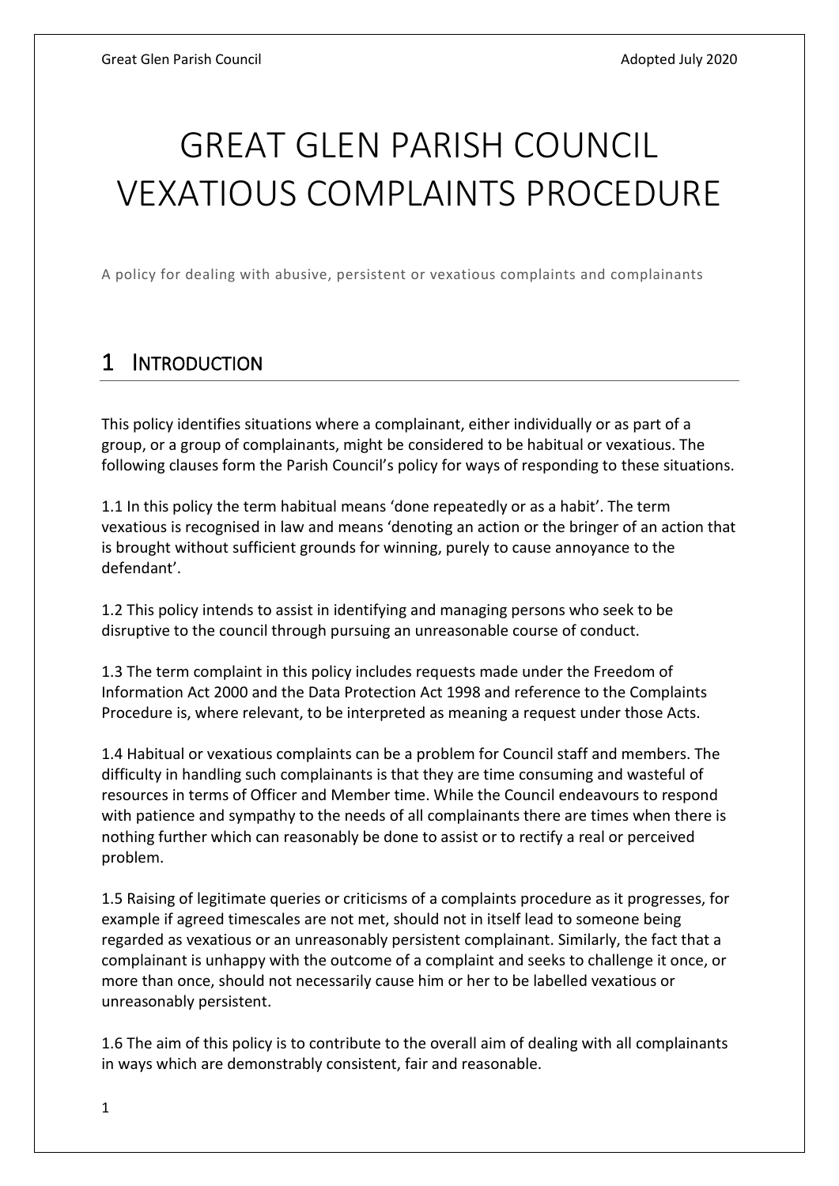# GREAT GLEN PARISH COUNCIL VEXATIOUS COMPLAINTS PROCEDURE

A policy for dealing with abusive, persistent or vexatious complaints and complainants

## 1 INTRODUCTION

This policy identifies situations where a complainant, either individually or as part of a group, or a group of complainants, might be considered to be habitual or vexatious. The following clauses form the Parish Council's policy for ways of responding to these situations.

1.1 In this policy the term habitual means 'done repeatedly or as a habit'. The term vexatious is recognised in law and means 'denoting an action or the bringer of an action that is brought without sufficient grounds for winning, purely to cause annoyance to the defendant'.

1.2 This policy intends to assist in identifying and managing persons who seek to be disruptive to the council through pursuing an unreasonable course of conduct.

1.3 The term complaint in this policy includes requests made under the Freedom of Information Act 2000 and the Data Protection Act 1998 and reference to the Complaints Procedure is, where relevant, to be interpreted as meaning a request under those Acts.

1.4 Habitual or vexatious complaints can be a problem for Council staff and members. The difficulty in handling such complainants is that they are time consuming and wasteful of resources in terms of Officer and Member time. While the Council endeavours to respond with patience and sympathy to the needs of all complainants there are times when there is nothing further which can reasonably be done to assist or to rectify a real or perceived problem.

1.5 Raising of legitimate queries or criticisms of a complaints procedure as it progresses, for example if agreed timescales are not met, should not in itself lead to someone being regarded as vexatious or an unreasonably persistent complainant. Similarly, the fact that a complainant is unhappy with the outcome of a complaint and seeks to challenge it once, or more than once, should not necessarily cause him or her to be labelled vexatious or unreasonably persistent.

1.6 The aim of this policy is to contribute to the overall aim of dealing with all complainants in ways which are demonstrably consistent, fair and reasonable.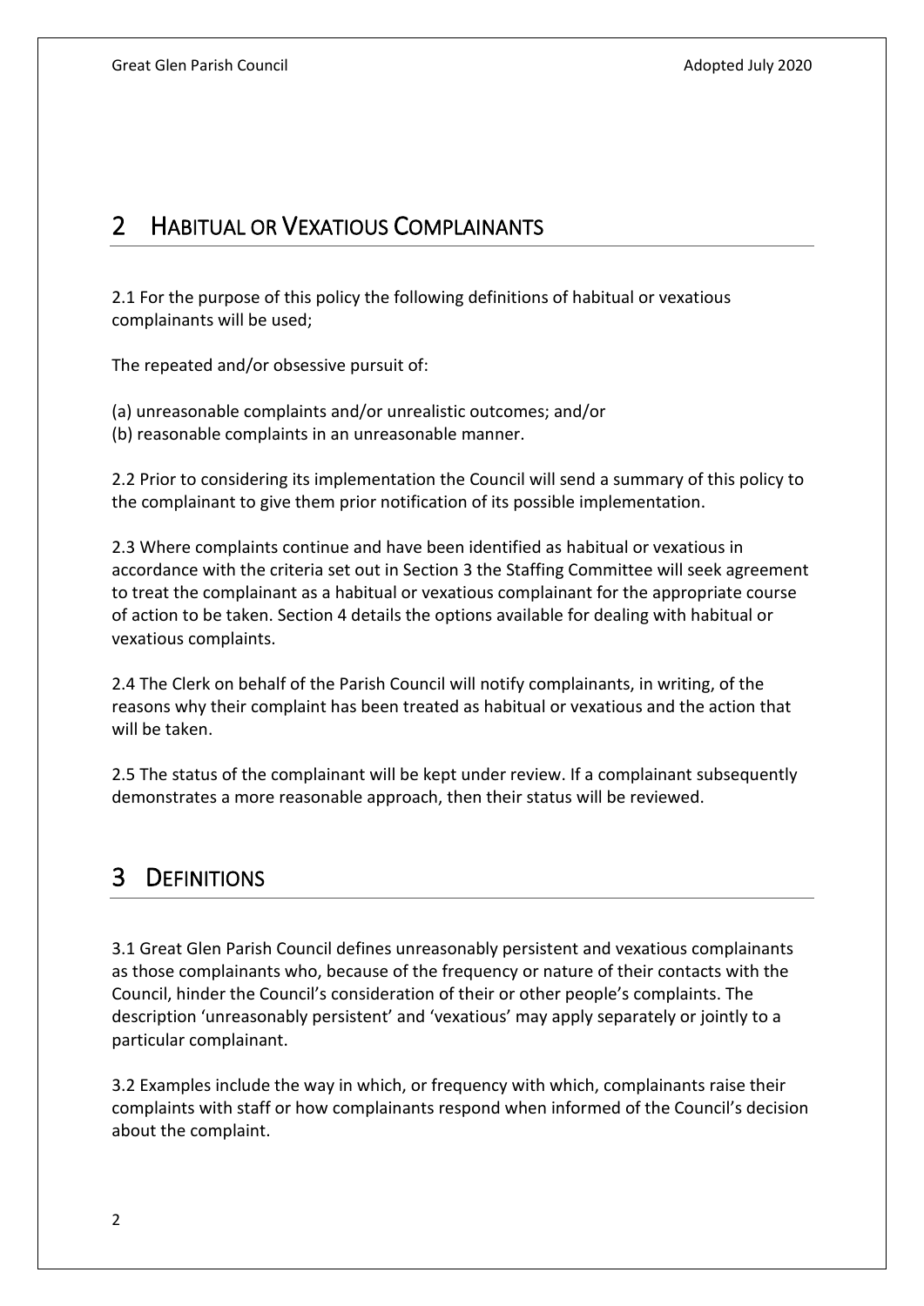## 2 HABITUAL OR VEXATIOUS COMPLAINANTS

2.1 For the purpose of this policy the following definitions of habitual or vexatious complainants will be used;

The repeated and/or obsessive pursuit of:

(a) unreasonable complaints and/or unrealistic outcomes; and/or
(b) reasonable complaints in an unreasonable manner.

2.2 Prior to considering its implementation the Council will send a summary of this policy to the complainant to give them prior notification of its possible implementation.

2.3 Where complaints continue and have been identified as habitual or vexatious in accordance with the criteria set out in Section 3 the Staffing Committee will seek agreement to treat the complainant as a habitual or vexatious complainant for the appropriate course of action to be taken. Section 4 details the options available for dealing with habitual or vexatious complaints.

2.4 The Clerk on behalf of the Parish Council will notify complainants, in writing, of the reasons why their complaint has been treated as habitual or vexatious and the action that will be taken.

2.5 The status of the complainant will be kept under review. If a complainant subsequently demonstrates a more reasonable approach, then their status will be reviewed.

## 3 DEFINITIONS

3.1 Great Glen Parish Council defines unreasonably persistent and vexatious complainants as those complainants who, because of the frequency or nature of their contacts with the Council, hinder the Council's consideration of their or other people's complaints. The description 'unreasonably persistent' and 'vexatious' may apply separately or jointly to a particular complainant.

3.2 Examples include the way in which, or frequency with which, complainants raise their complaints with staff or how complainants respond when informed of the Council's decision about the complaint.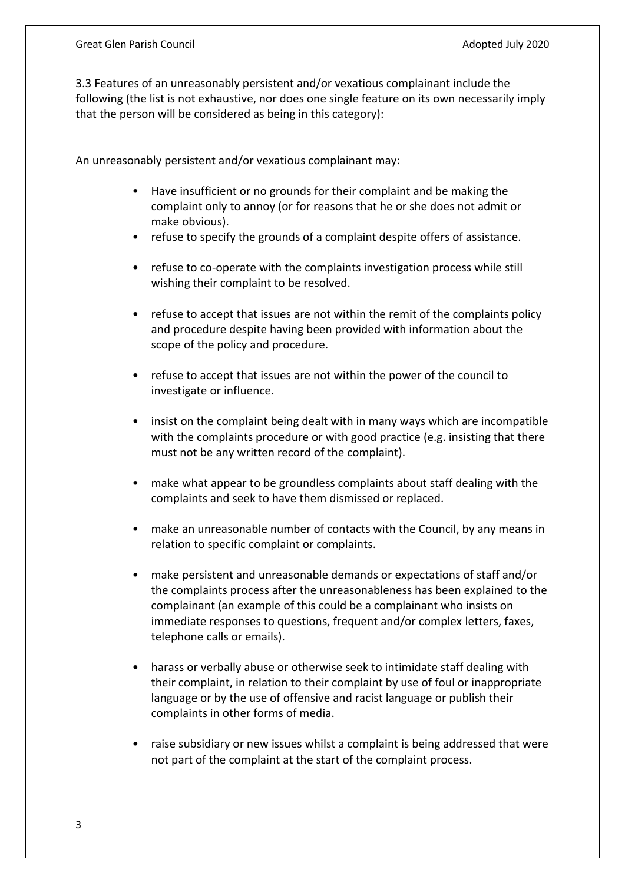3.3 Features of an unreasonably persistent and/or vexatious complainant include the following (the list is not exhaustive, nor does one single feature on its own necessarily imply that the person will be considered as being in this category):

An unreasonably persistent and/or vexatious complainant may:

- Have insufficient or no grounds for their complaint and be making the complaint only to annoy (or for reasons that he or she does not admit or make obvious).
- refuse to specify the grounds of a complaint despite offers of assistance.
- refuse to co-operate with the complaints investigation process while still wishing their complaint to be resolved.
- refuse to accept that issues are not within the remit of the complaints policy and procedure despite having been provided with information about the scope of the policy and procedure.
- refuse to accept that issues are not within the power of the council to investigate or influence.
- insist on the complaint being dealt with in many ways which are incompatible with the complaints procedure or with good practice (e.g. insisting that there must not be any written record of the complaint).
- make what appear to be groundless complaints about staff dealing with the complaints and seek to have them dismissed or replaced.
- make an unreasonable number of contacts with the Council, by any means in relation to specific complaint or complaints.
- make persistent and unreasonable demands or expectations of staff and/or the complaints process after the unreasonableness has been explained to the complainant (an example of this could be a complainant who insists on immediate responses to questions, frequent and/or complex letters, faxes, telephone calls or emails).
- harass or verbally abuse or otherwise seek to intimidate staff dealing with their complaint, in relation to their complaint by use of foul or inappropriate language or by the use of offensive and racist language or publish their complaints in other forms of media.
- raise subsidiary or new issues whilst a complaint is being addressed that were not part of the complaint at the start of the complaint process.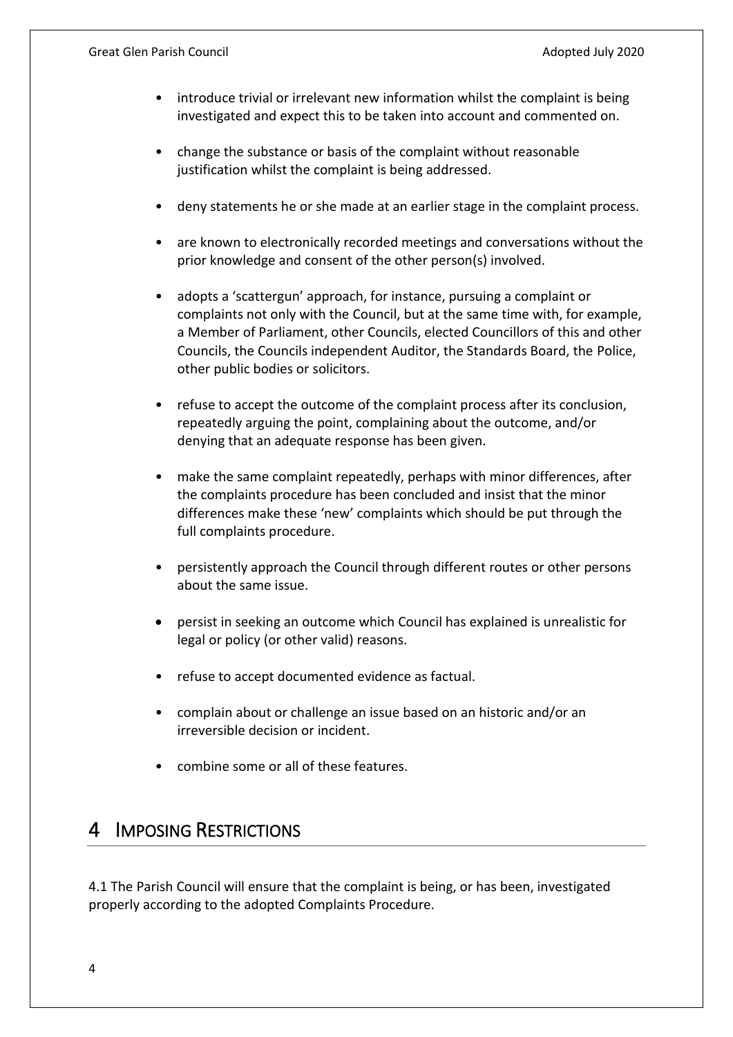- introduce trivial or irrelevant new information whilst the complaint is being investigated and expect this to be taken into account and commented on.

- change the substance or basis of the complaint without reasonable justification whilst the complaint is being addressed.

- deny statements he or she made at an earlier stage in the complaint process.

- are known to electronically recorded meetings and conversations without the prior knowledge and consent of the other person(s) involved.

- adopts a 'scattergun' approach, for instance, pursuing a complaint or complaints not only with the Council, but at the same time with, for example, a Member of Parliament, other Councils, elected Councillors of this and other Councils, the Councils independent Auditor, the Standards Board, the Police, other public bodies or solicitors.

- refuse to accept the outcome of the complaint process after its conclusion, repeatedly arguing the point, complaining about the outcome, and/or denying that an adequate response has been given.

- make the same complaint repeatedly, perhaps with minor differences, after the complaints procedure has been concluded and insist that the minor differences make these 'new' complaints which should be put through the full complaints procedure.

- persistently approach the Council through different routes or other persons about the same issue.

- persist in seeking an outcome which Council has explained is unrealistic for legal or policy (or other valid) reasons.

- refuse to accept documented evidence as factual.

- complain about or challenge an issue based on an historic and/or an irreversible decision or incident.

- combine some or all of these features.

# 4 Imposing Restrictions

4.1 The Parish Council will ensure that the complaint is being, or has been, investigated properly according to the adopted Complaints Procedure.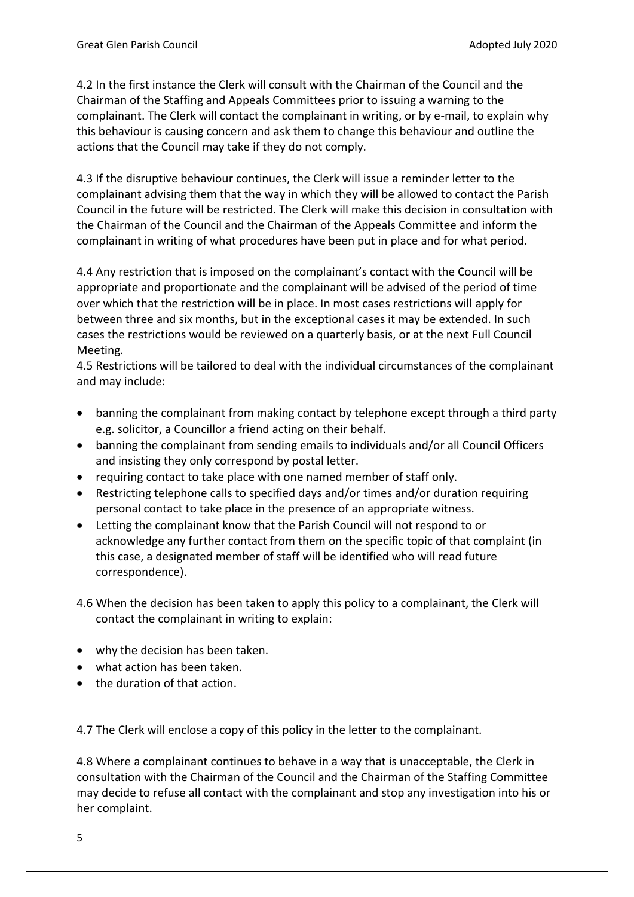4.2 In the first instance the Clerk will consult with the Chairman of the Council and the Chairman of the Staffing and Appeals Committees prior to issuing a warning to the complainant. The Clerk will contact the complainant in writing, or by e-mail, to explain why this behaviour is causing concern and ask them to change this behaviour and outline the actions that the Council may take if they do not comply.

4.3 If the disruptive behaviour continues, the Clerk will issue a reminder letter to the complainant advising them that the way in which they will be allowed to contact the Parish Council in the future will be restricted. The Clerk will make this decision in consultation with the Chairman of the Council and the Chairman of the Appeals Committee and inform the complainant in writing of what procedures have been put in place and for what period.

4.4 Any restriction that is imposed on the complainant's contact with the Council will be appropriate and proportionate and the complainant will be advised of the period of time over which that the restriction will be in place. In most cases restrictions will apply for between three and six months, but in the exceptional cases it may be extended. In such cases the restrictions would be reviewed on a quarterly basis, or at the next Full Council Meeting.

4.5 Restrictions will be tailored to deal with the individual circumstances of the complainant and may include:

- banning the complainant from making contact by telephone except through a third party e.g. solicitor, a Councillor a friend acting on their behalf.
- banning the complainant from sending emails to individuals and/or all Council Officers and insisting they only correspond by postal letter.
- requiring contact to take place with one named member of staff only.
- Restricting telephone calls to specified days and/or times and/or duration requiring personal contact to take place in the presence of an appropriate witness.
- Letting the complainant know that the Parish Council will not respond to or acknowledge any further contact from them on the specific topic of that complaint (in this case, a designated member of staff will be identified who will read future correspondence).

4.6 When the decision has been taken to apply this policy to a complainant, the Clerk will contact the complainant in writing to explain:

- why the decision has been taken.
- what action has been taken.
- the duration of that action.

4.7 The Clerk will enclose a copy of this policy in the letter to the complainant.

4.8 Where a complainant continues to behave in a way that is unacceptable, the Clerk in consultation with the Chairman of the Council and the Chairman of the Staffing Committee may decide to refuse all contact with the complainant and stop any investigation into his or her complaint.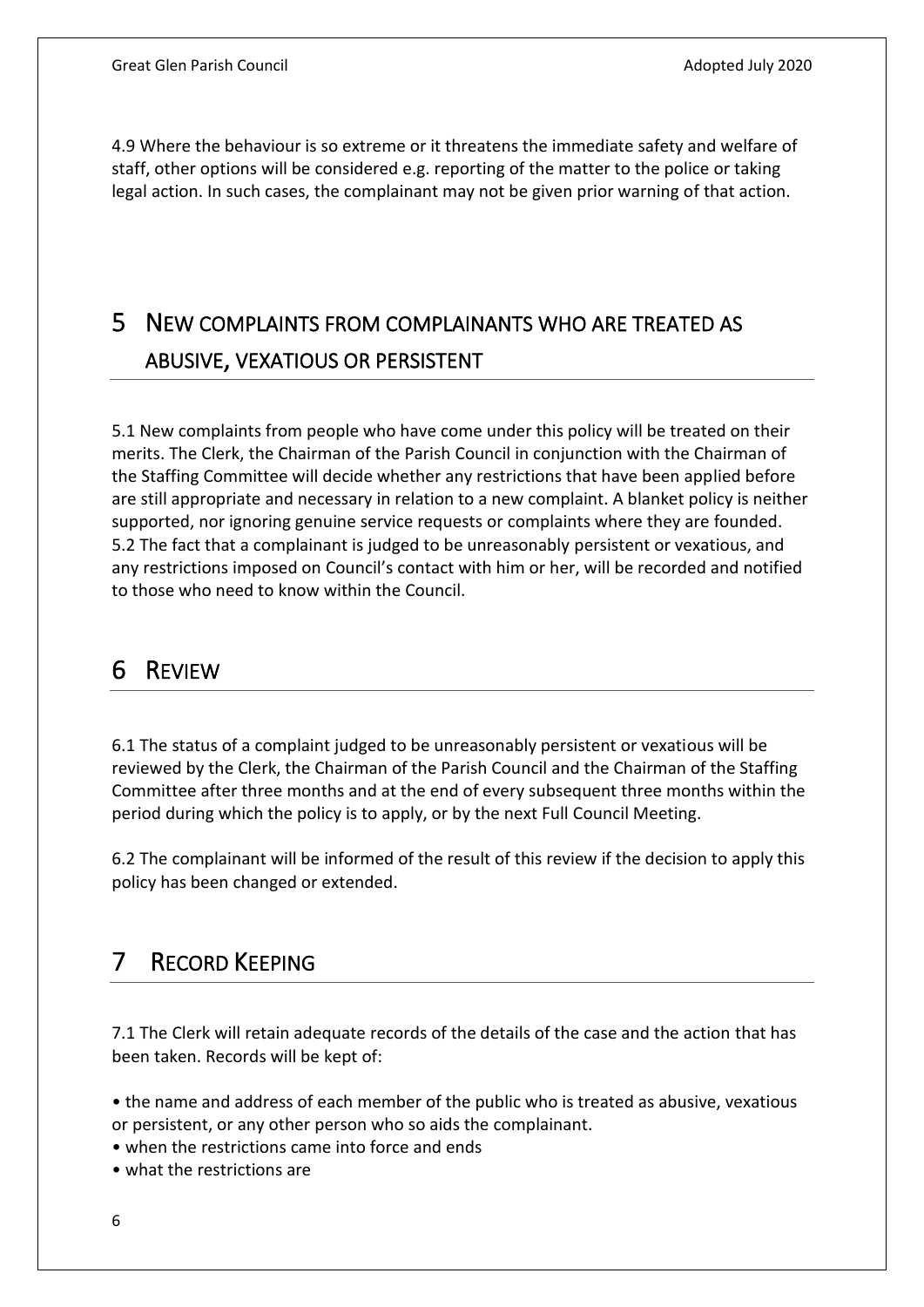4.9 Where the behaviour is so extreme or it threatens the immediate safety and welfare of staff, other options will be considered e.g. reporting of the matter to the police or taking legal action. In such cases, the complainant may not be given prior warning of that action.

# 5 New complaints from complainants who are treated as abusive, vexatious or persistent

5.1 New complaints from people who have come under this policy will be treated on their merits. The Clerk, the Chairman of the Parish Council in conjunction with the Chairman of the Staffing Committee will decide whether any restrictions that have been applied before are still appropriate and necessary in relation to a new complaint. A blanket policy is neither supported, nor ignoring genuine service requests or complaints where they are founded.
5.2 The fact that a complainant is judged to be unreasonably persistent or vexatious, and any restrictions imposed on Council's contact with him or her, will be recorded and notified to those who need to know within the Council.

# 6 Review

6.1 The status of a complaint judged to be unreasonably persistent or vexatious will be reviewed by the Clerk, the Chairman of the Parish Council and the Chairman of the Staffing Committee after three months and at the end of every subsequent three months within the period during which the policy is to apply, or by the next Full Council Meeting.

6.2 The complainant will be informed of the result of this review if the decision to apply this policy has been changed or extended.

# 7 Record Keeping

7.1 The Clerk will retain adequate records of the details of the case and the action that has been taken. Records will be kept of:

- the name and address of each member of the public who is treated as abusive, vexatious or persistent, or any other person who so aids the complainant.
- when the restrictions came into force and ends
- what the restrictions are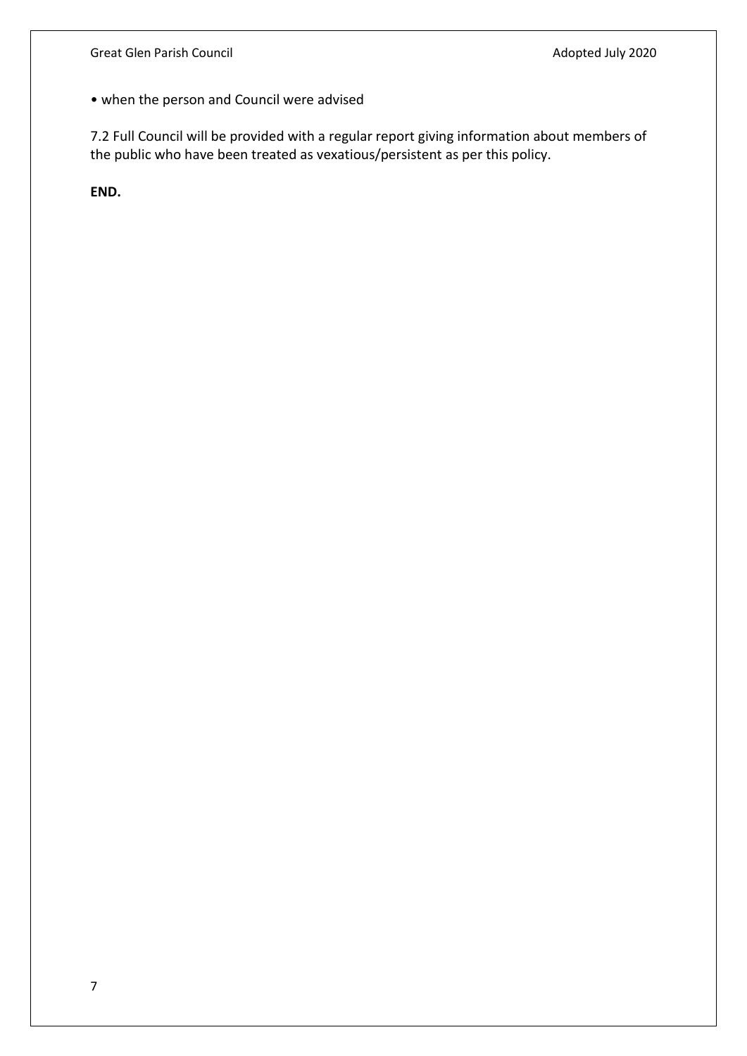- when the person and Council were advised

7.2 Full Council will be provided with a regular report giving information about members of the public who have been treated as vexatious/persistent as per this policy.

**END.**